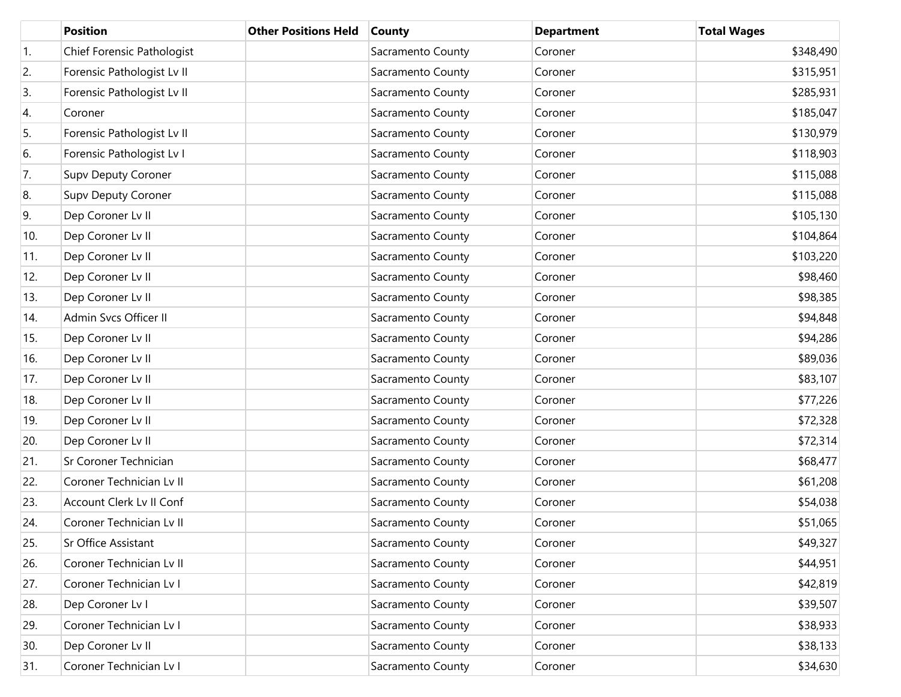| | Position | Other Positions Held | County | Department | Total Wages |
|---|---|---|---|---|---|
| 1. | Chief Forensic Pathologist | | Sacramento County | Coroner | $348,490 |
| 2. | Forensic Pathologist Lv II | | Sacramento County | Coroner | $315,951 |
| 3. | Forensic Pathologist Lv II | | Sacramento County | Coroner | $285,931 |
| 4. | Coroner | | Sacramento County | Coroner | $185,047 |
| 5. | Forensic Pathologist Lv II | | Sacramento County | Coroner | $130,979 |
| 6. | Forensic Pathologist Lv I | | Sacramento County | Coroner | $118,903 |
| 7. | Supv Deputy Coroner | | Sacramento County | Coroner | $115,088 |
| 8. | Supv Deputy Coroner | | Sacramento County | Coroner | $115,088 |
| 9. | Dep Coroner Lv II | | Sacramento County | Coroner | $105,130 |
| 10. | Dep Coroner Lv II | | Sacramento County | Coroner | $104,864 |
| 11. | Dep Coroner Lv II | | Sacramento County | Coroner | $103,220 |
| 12. | Dep Coroner Lv II | | Sacramento County | Coroner | $98,460 |
| 13. | Dep Coroner Lv II | | Sacramento County | Coroner | $98,385 |
| 14. | Admin Svcs Officer II | | Sacramento County | Coroner | $94,848 |
| 15. | Dep Coroner Lv II | | Sacramento County | Coroner | $94,286 |
| 16. | Dep Coroner Lv II | | Sacramento County | Coroner | $89,036 |
| 17. | Dep Coroner Lv II | | Sacramento County | Coroner | $83,107 |
| 18. | Dep Coroner Lv II | | Sacramento County | Coroner | $77,226 |
| 19. | Dep Coroner Lv II | | Sacramento County | Coroner | $72,328 |
| 20. | Dep Coroner Lv II | | Sacramento County | Coroner | $72,314 |
| 21. | Sr Coroner Technician | | Sacramento County | Coroner | $68,477 |
| 22. | Coroner Technician Lv II | | Sacramento County | Coroner | $61,208 |
| 23. | Account Clerk Lv II Conf | | Sacramento County | Coroner | $54,038 |
| 24. | Coroner Technician Lv II | | Sacramento County | Coroner | $51,065 |
| 25. | Sr Office Assistant | | Sacramento County | Coroner | $49,327 |
| 26. | Coroner Technician Lv II | | Sacramento County | Coroner | $44,951 |
| 27. | Coroner Technician Lv I | | Sacramento County | Coroner | $42,819 |
| 28. | Dep Coroner Lv I | | Sacramento County | Coroner | $39,507 |
| 29. | Coroner Technician Lv I | | Sacramento County | Coroner | $38,933 |
| 30. | Dep Coroner Lv II | | Sacramento County | Coroner | $38,133 |
| 31. | Coroner Technician Lv I | | Sacramento County | Coroner | $34,630 |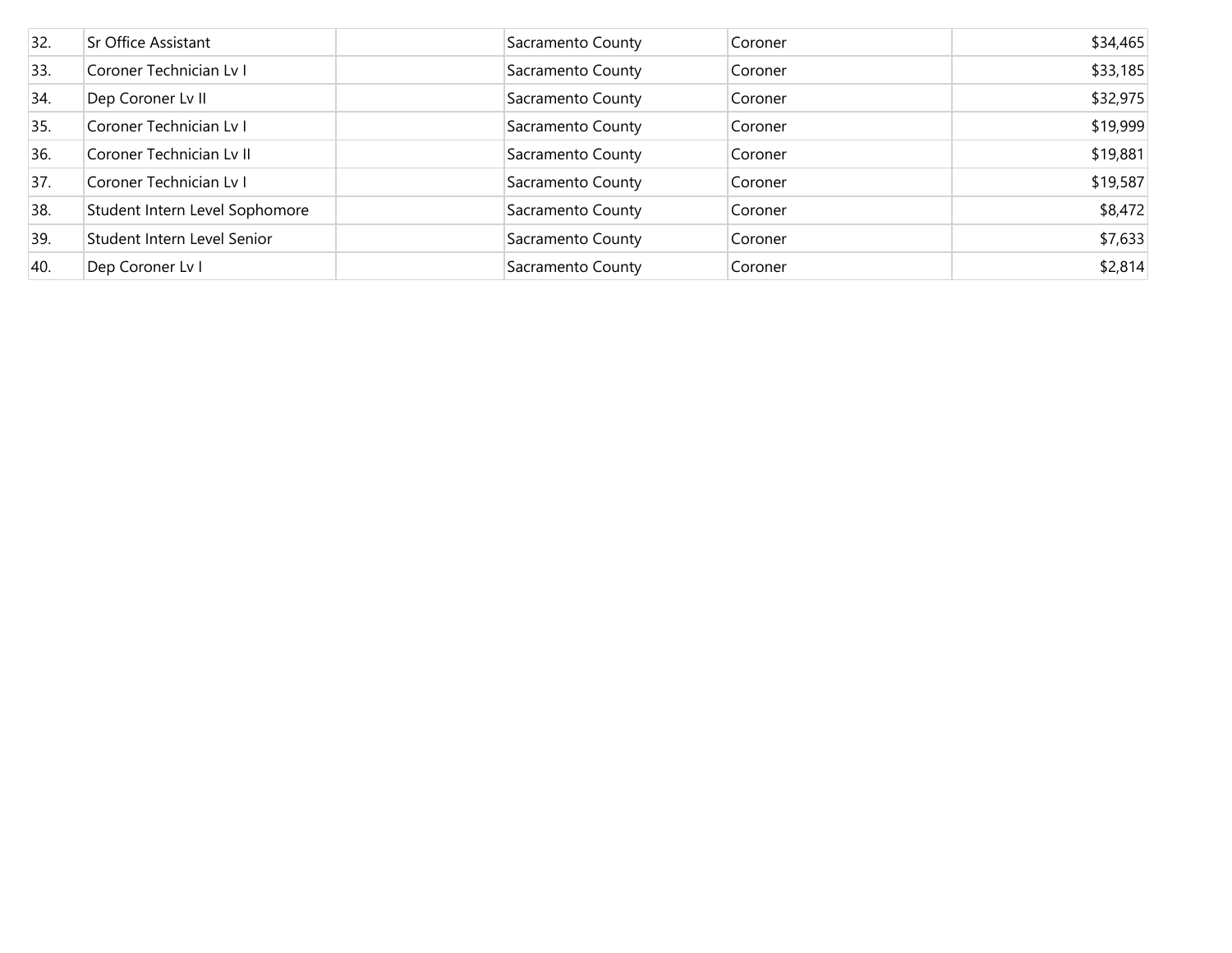| | | | | | |
|---|---|---|---|---|---|
| 32. | Sr Office Assistant | | Sacramento County | Coroner | $34,465 |
| 33. | Coroner Technician Lv I | | Sacramento County | Coroner | $33,185 |
| 34. | Dep Coroner Lv II | | Sacramento County | Coroner | $32,975 |
| 35. | Coroner Technician Lv I | | Sacramento County | Coroner | $19,999 |
| 36. | Coroner Technician Lv II | | Sacramento County | Coroner | $19,881 |
| 37. | Coroner Technician Lv I | | Sacramento County | Coroner | $19,587 |
| 38. | Student Intern Level Sophomore | | Sacramento County | Coroner | $8,472 |
| 39. | Student Intern Level Senior | | Sacramento County | Coroner | $7,633 |
| 40. | Dep Coroner Lv I | | Sacramento County | Coroner | $2,814 |